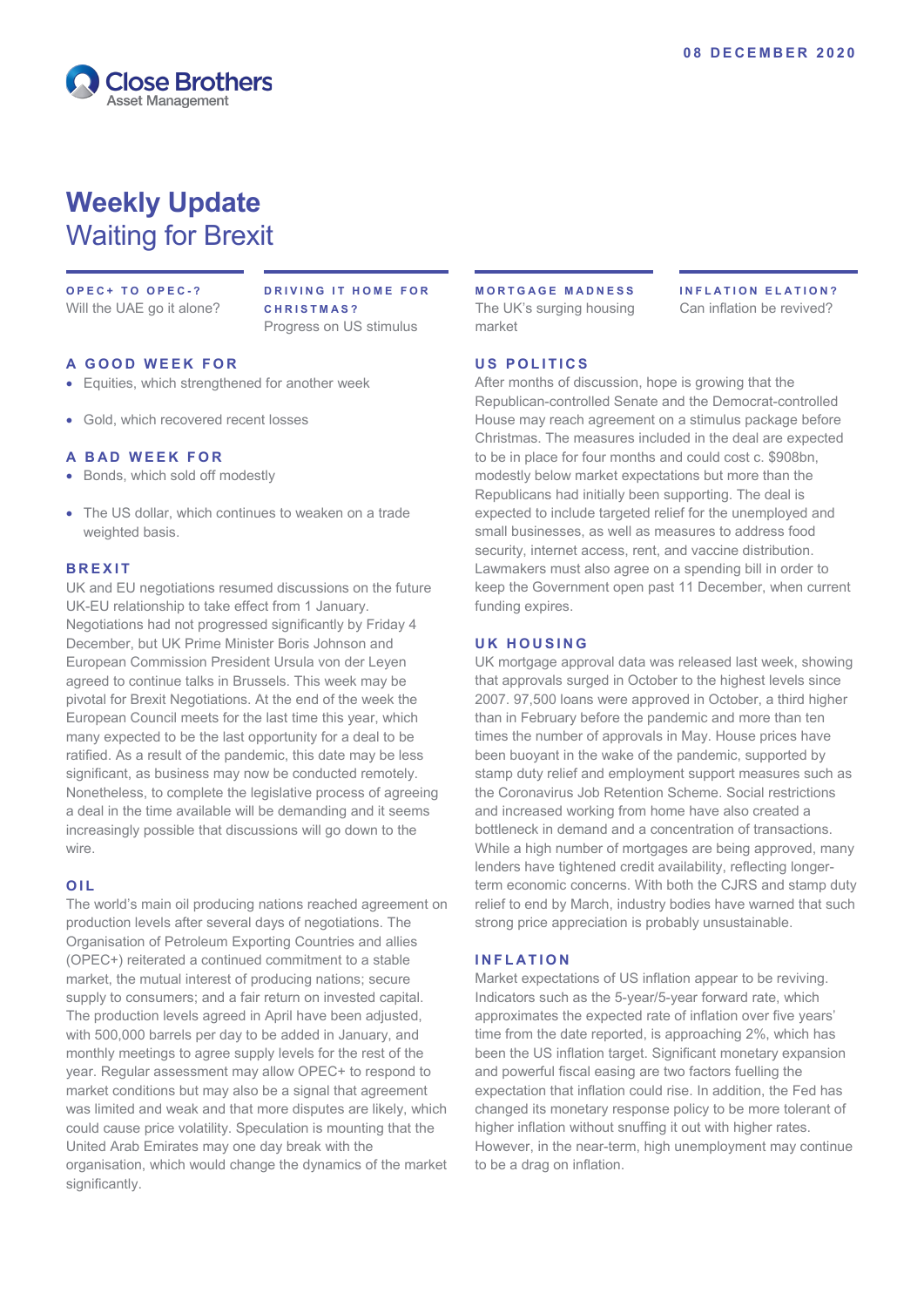08 DECEMBER 2020

Close Brothers
Asset Management

# Weekly Update
## Waiting for Brexit

**OPEC+ TO OPEC-?**
Will the UAE go it alone?

**DRIVING IT HOME FOR CHRISTMAS?**
Progress on US stimulus

**MORTGAGE MADNESS**
The UK's surging housing market

**INFLATION ELATION?**
Can inflation be revived?

### A GOOD WEEK FOR

- Equities, which strengthened for another week
- Gold, which recovered recent losses

### A BAD WEEK FOR

- Bonds, which sold off modestly
- The US dollar, which continues to weaken on a trade weighted basis.

### BREXIT

UK and EU negotiations resumed discussions on the future UK-EU relationship to take effect from 1 January. Negotiations had not progressed significantly by Friday 4 December, but UK Prime Minister Boris Johnson and European Commission President Ursula von der Leyen agreed to continue talks in Brussels. This week may be pivotal for Brexit Negotiations. At the end of the week the European Council meets for the last time this year, which many expected to be the last opportunity for a deal to be ratified. As a result of the pandemic, this date may be less significant, as business may now be conducted remotely. Nonetheless, to complete the legislative process of agreeing a deal in the time available will be demanding and it seems increasingly possible that discussions will go down to the wire.

### OIL

The world's main oil producing nations reached agreement on production levels after several days of negotiations. The Organisation of Petroleum Exporting Countries and allies (OPEC+) reiterated a continued commitment to a stable market, the mutual interest of producing nations; secure supply to consumers; and a fair return on invested capital. The production levels agreed in April have been adjusted, with 500,000 barrels per day to be added in January, and monthly meetings to agree supply levels for the rest of the year. Regular assessment may allow OPEC+ to respond to market conditions but may also be a signal that agreement was limited and weak and that more disputes are likely, which could cause price volatility. Speculation is mounting that the United Arab Emirates may one day break with the organisation, which would change the dynamics of the market significantly.

### US POLITICS

After months of discussion, hope is growing that the Republican-controlled Senate and the Democrat-controlled House may reach agreement on a stimulus package before Christmas. The measures included in the deal are expected to be in place for four months and could cost c. $908bn, modestly below market expectations but more than the Republicans had initially been supporting. The deal is expected to include targeted relief for the unemployed and small businesses, as well as measures to address food security, internet access, rent, and vaccine distribution. Lawmakers must also agree on a spending bill in order to keep the Government open past 11 December, when current funding expires.

### UK HOUSING

UK mortgage approval data was released last week, showing that approvals surged in October to the highest levels since 2007. 97,500 loans were approved in October, a third higher than in February before the pandemic and more than ten times the number of approvals in May. House prices have been buoyant in the wake of the pandemic, supported by stamp duty relief and employment support measures such as the Coronavirus Job Retention Scheme. Social restrictions and increased working from home have also created a bottleneck in demand and a concentration of transactions. While a high number of mortgages are being approved, many lenders have tightened credit availability, reflecting longer-term economic concerns. With both the CJRS and stamp duty relief to end by March, industry bodies have warned that such strong price appreciation is probably unsustainable.

### INFLATION

Market expectations of US inflation appear to be reviving. Indicators such as the 5-year/5-year forward rate, which approximates the expected rate of inflation over five years' time from the date reported, is approaching 2%, which has been the US inflation target. Significant monetary expansion and powerful fiscal easing are two factors fuelling the expectation that inflation could rise. In addition, the Fed has changed its monetary response policy to be more tolerant of higher inflation without snuffing it out with higher rates. However, in the near-term, high unemployment may continue to be a drag on inflation.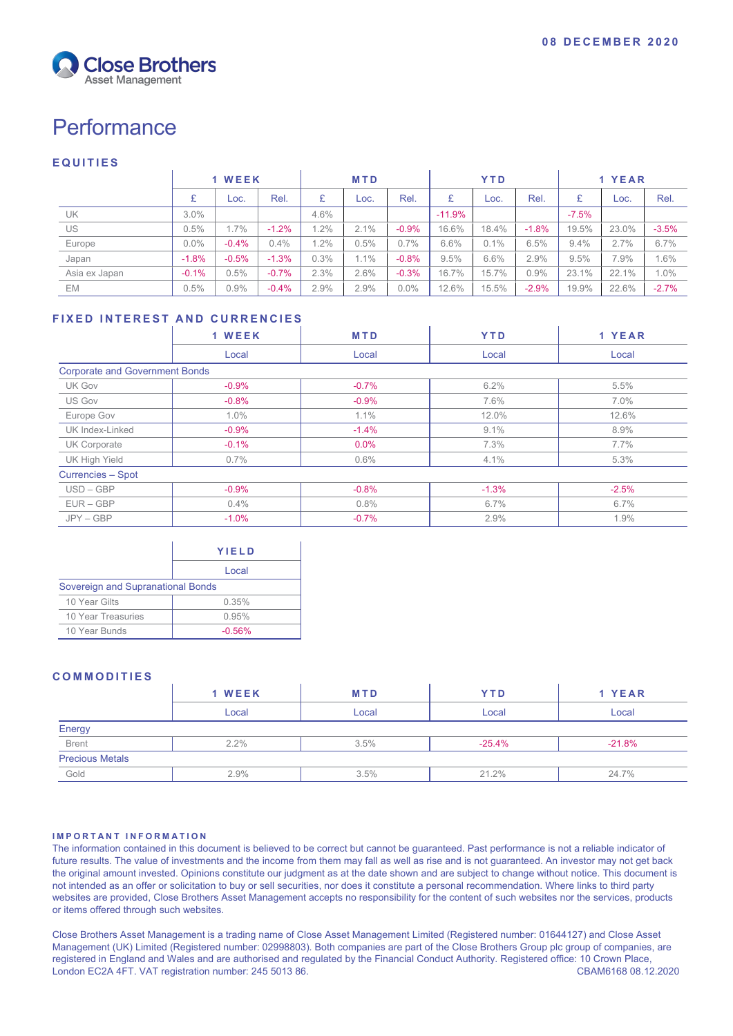08 DECEMBER 2020

Close Brothers Asset Management

# Performance

## EQUITIES

| | 1 WEEK | | | MTD | | | YTD | | | 1 YEAR | | |
|---|---|---|---|---|---|---|---|---|---|---|---|---|
| | £ | Loc. | Rel. | £ | Loc. | Rel. | £ | Loc. | Rel. | £ | Loc. | Rel. |
| UK | 3.0% | | | 4.6% | | | -11.9% | | | -7.5% | | |
| US | 0.5% | 1.7% | -1.2% | 1.2% | 2.1% | -0.9% | 16.6% | 18.4% | -1.8% | 19.5% | 23.0% | -3.5% |
| Europe | 0.0% | -0.4% | 0.4% | 1.2% | 0.5% | 0.7% | 6.6% | 0.1% | 6.5% | 9.4% | 2.7% | 6.7% |
| Japan | -1.8% | -0.5% | -1.3% | 0.3% | 1.1% | -0.8% | 9.5% | 6.6% | 2.9% | 9.5% | 7.9% | 1.6% |
| Asia ex Japan | -0.1% | 0.5% | -0.7% | 2.3% | 2.6% | -0.3% | 16.7% | 15.7% | 0.9% | 23.1% | 22.1% | 1.0% |
| EM | 0.5% | 0.9% | -0.4% | 2.9% | 2.9% | 0.0% | 12.6% | 15.5% | -2.9% | 19.9% | 22.6% | -2.7% |

## FIXED INTEREST AND CURRENCIES

| | 1 WEEK | MTD | YTD | 1 YEAR |
|---|---|---|---|---|
| | Local | Local | Local | Local |
| Corporate and Government Bonds | | | | |
| UK Gov | -0.9% | -0.7% | 6.2% | 5.5% |
| US Gov | -0.8% | -0.9% | 7.6% | 7.0% |
| Europe Gov | 1.0% | 1.1% | 12.0% | 12.6% |
| UK Index-Linked | -0.9% | -1.4% | 9.1% | 8.9% |
| UK Corporate | -0.1% | 0.0% | 7.3% | 7.7% |
| UK High Yield | 0.7% | 0.6% | 4.1% | 5.3% |
| Currencies – Spot | | | | |
| USD – GBP | -0.9% | -0.8% | -1.3% | -2.5% |
| EUR – GBP | 0.4% | 0.8% | 6.7% | 6.7% |
| JPY – GBP | -1.0% | -0.7% | 2.9% | 1.9% |

| | YIELD |
|---|---|
| | Local |
| Sovereign and Supranational Bonds | |
| 10 Year Gilts | 0.35% |
| 10 Year Treasuries | 0.95% |
| 10 Year Bunds | -0.56% |

## COMMODITIES

| | 1 WEEK | MTD | YTD | 1 YEAR |
|---|---|---|---|---|
| | Local | Local | Local | Local |
| Energy | | | | |
| Brent | 2.2% | 3.5% | -25.4% | -21.8% |
| Precious Metals | | | | |
| Gold | 2.9% | 3.5% | 21.2% | 24.7% |

### IMPORTANT INFORMATION

The information contained in this document is believed to be correct but cannot be guaranteed. Past performance is not a reliable indicator of future results. The value of investments and the income from them may fall as well as rise and is not guaranteed. An investor may not get back the original amount invested. Opinions constitute our judgment as at the date shown and are subject to change without notice. This document is not intended as an offer or solicitation to buy or sell securities, nor does it constitute a personal recommendation. Where links to third party websites are provided, Close Brothers Asset Management accepts no responsibility for the content of such websites nor the services, products or items offered through such websites.

Close Brothers Asset Management is a trading name of Close Asset Management Limited (Registered number: 01644127) and Close Asset Management (UK) Limited (Registered number: 02998803). Both companies are part of the Close Brothers Group plc group of companies, are registered in England and Wales and are authorised and regulated by the Financial Conduct Authority. Registered office: 10 Crown Place, London EC2A 4FT. VAT registration number: 245 5013 86. CBAM6168 08.12.2020